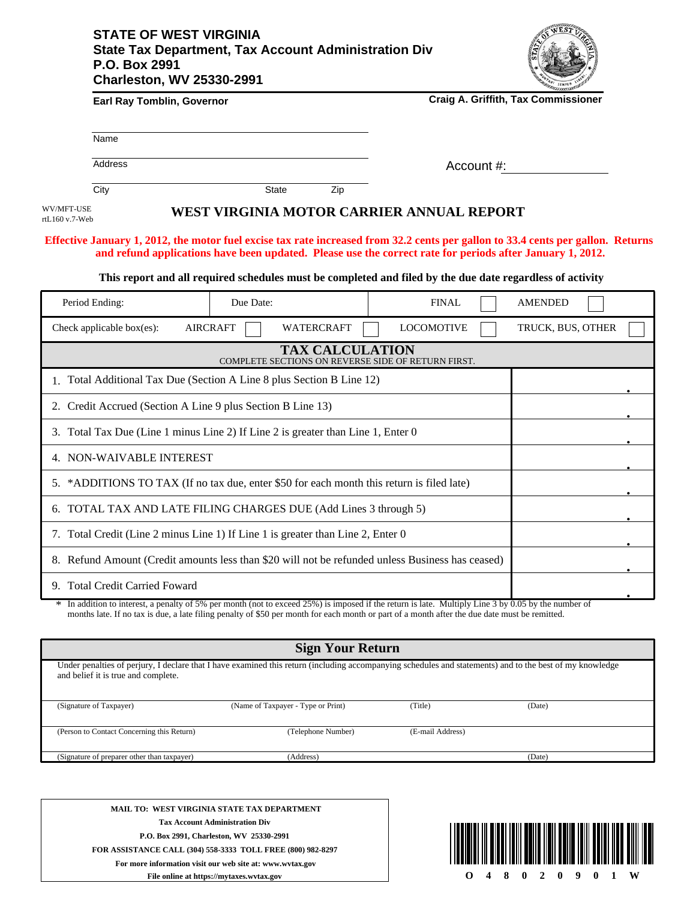**STATE OF WEST VIRGINIA**
**State Tax Department, Tax Account Administration Div**
**P.O. Box 2991**
**Charleston, WV 25330-2991**

**Earl Ray Tomblin, Governor** | **Craig A. Griffith, Tax Commissioner**

Name

Address

City State Zip

Account #:

WV/MFT-USE
rtL160 v.7-Web

# WEST VIRGINIA MOTOR CARRIER ANNUAL REPORT

**Effective January 1, 2012, the motor fuel excise tax rate increased from 32.2 cents per gallon to 33.4 cents per gallon. Returns and refund applications have been updated. Please use the correct rate for periods after January 1, 2012.**

**This report and all required schedules must be completed and filed by the due date regardless of activity**

| Period Ending: | Due Date: | FINAL ☐ | AMENDED ☐ |
|---|---|---|---|
| Check applicable box(es): AIRCRAFT ☐ | WATERCRAFT ☐ | LOCOMOTIVE ☐ | TRUCK, BUS, OTHER ☐ |

## TAX CALCULATION
COMPLETE SECTIONS ON REVERSE SIDE OF RETURN FIRST.

| Line | Amount |
|---|---|
| 1. Total Additional Tax Due (Section A Line 8 plus Section B Line 12) | . |
| 2. Credit Accrued (Section A Line 9 plus Section B Line 13) | . |
| 3. Total Tax Due (Line 1 minus Line 2) If Line 2 is greater than Line 1, Enter 0 | . |
| 4. NON-WAIVABLE INTEREST | . |
| 5. *ADDITIONS TO TAX (If no tax due, enter $50 for each month this return is filed late) | . |
| 6. TOTAL TAX AND LATE FILING CHARGES DUE (Add Lines 3 through 5) | . |
| 7. Total Credit (Line 2 minus Line 1) If Line 1 is greater than Line 2, Enter 0 | . |
| 8. Refund Amount (Credit amounts less than $20 will not be refunded unless Business has ceased) | . |
| 9. Total Credit Carried Foward | . |

\* In addition to interest, a penalty of 5% per month (not to exceed 25%) is imposed if the return is late. Multiply Line 3 by 0.05 by the number of months late. If no tax is due, a late filing penalty of $50 per month for each month or part of a month after the due date must be remitted.

## Sign Your Return

Under penalties of perjury, I declare that I have examined this return (including accompanying schedules and statements) and to the best of my knowledge and belief it is true and complete.

| (Signature of Taxpayer) | (Name of Taxpayer - Type or Print) | (Title) | (Date) |
|---|---|---|---|
| (Person to Contact Concerning this Return) | (Telephone Number) | (E-mail Address) | |
| (Signature of preparer other than taxpayer) | (Address) | | (Date) |

**MAIL TO: WEST VIRGINIA STATE TAX DEPARTMENT**
**Tax Account Administration Div**
**P.O. Box 2991, Charleston, WV 25330-2991**
**FOR ASSISTANCE CALL (304) 558-3333 TOLL FREE (800) 982-8297**
**For more information visit our web site at: www.wvtax.gov**
**File online at https://mytaxes.wvtax.gov**

O 4 8 0 2 0 9 0 1 W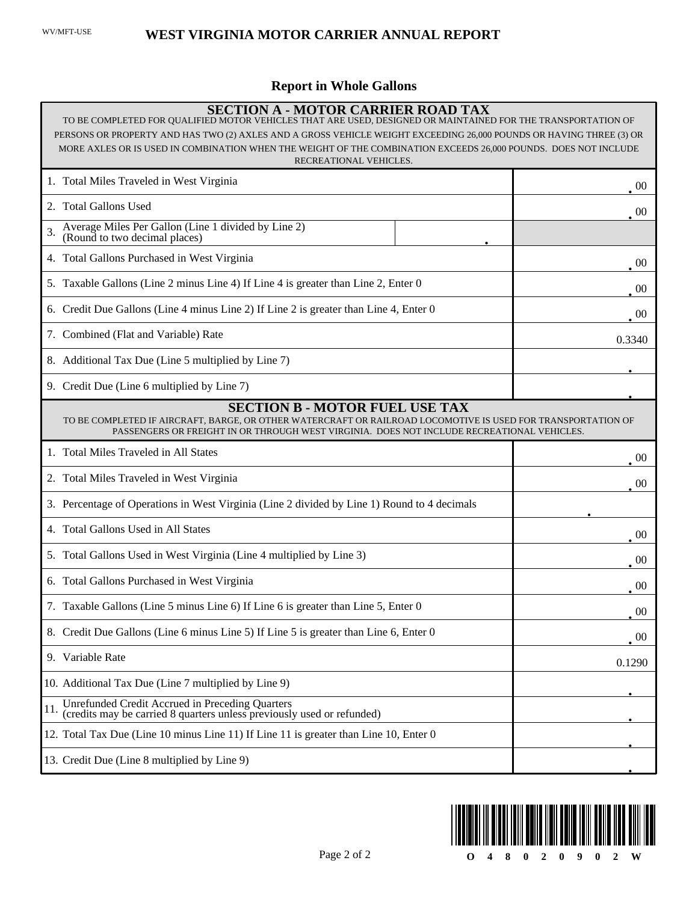WV/MFT-USE

# WEST VIRGINIA MOTOR CARRIER ANNUAL REPORT

## Report in Whole Gallons

| SECTION A - MOTOR CARRIER ROAD TAX | | |
|---|---|---|
| TO BE COMPLETED FOR QUALIFIED MOTOR VEHICLES THAT ARE USED, DESIGNED OR MAINTAINED FOR THE TRANSPORTATION OF PERSONS OR PROPERTY AND HAS TWO (2) AXLES AND A GROSS VEHICLE WEIGHT EXCEEDING 26,000 POUNDS OR HAVING THREE (3) OR MORE AXLES OR IS USED IN COMBINATION WHEN THE WEIGHT OF THE COMBINATION EXCEEDS 26,000 POUNDS. DOES NOT INCLUDE RECREATIONAL VEHICLES. | | |
| 1. Total Miles Traveled in West Virginia | | .00 |
| 2. Total Gallons Used | | .00 |
| 3. Average Miles Per Gallon (Line 1 divided by Line 2) (Round to two decimal places) | . | |
| 4. Total Gallons Purchased in West Virginia | | .00 |
| 5. Taxable Gallons (Line 2 minus Line 4) If Line 4 is greater than Line 2, Enter 0 | | .00 |
| 6. Credit Due Gallons (Line 4 minus Line 2) If Line 2 is greater than Line 4, Enter 0 | | .00 |
| 7. Combined (Flat and Variable) Rate | | 0.3340 |
| 8. Additional Tax Due (Line 5 multiplied by Line 7) | | . |
| 9. Credit Due (Line 6 multiplied by Line 7) | | . |

| SECTION B - MOTOR FUEL USE TAX | |
|---|---|
| TO BE COMPLETED IF AIRCRAFT, BARGE, OR OTHER WATERCRAFT OR RAILROAD LOCOMOTIVE IS USED FOR TRANSPORTATION OF PASSENGERS OR FREIGHT IN OR THROUGH WEST VIRGINIA. DOES NOT INCLUDE RECREATIONAL VEHICLES. | |
| 1. Total Miles Traveled in All States | .00 |
| 2. Total Miles Traveled in West Virginia | .00 |
| 3. Percentage of Operations in West Virginia (Line 2 divided by Line 1) Round to 4 decimals | . |
| 4. Total Gallons Used in All States | .00 |
| 5. Total Gallons Used in West Virginia (Line 4 multiplied by Line 3) | .00 |
| 6. Total Gallons Purchased in West Virginia | .00 |
| 7. Taxable Gallons (Line 5 minus Line 6) If Line 6 is greater than Line 5, Enter 0 | .00 |
| 8. Credit Due Gallons (Line 6 minus Line 5) If Line 5 is greater than Line 6, Enter 0 | .00 |
| 9. Variable Rate | 0.1290 |
| 10. Additional Tax Due (Line 7 multiplied by Line 9) | . |
| 11. Unrefunded Credit Accrued in Preceding Quarters (credits may be carried 8 quarters unless previously used or refunded) | . |
| 12. Total Tax Due (Line 10 minus Line 11) If Line 11 is greater than Line 10, Enter 0 | . |
| 13. Credit Due (Line 8 multiplied by Line 9) | . |

O 4 8 0 2 0 9 0 2 W